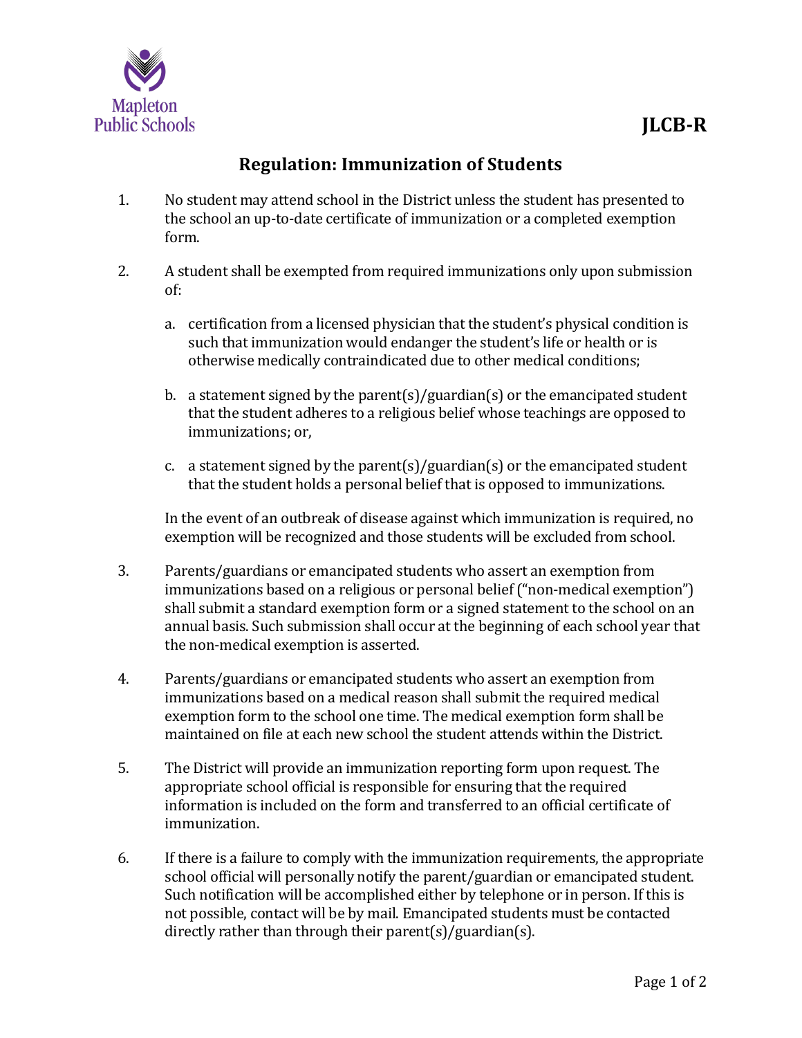Mapleton Public Schools

**JLCB-R**

# Regulation: Immunization of Students

1. No student may attend school in the District unless the student has presented to the school an up-to-date certificate of immunization or a completed exemption form.

2. A student shall be exempted from required immunizations only upon submission of:

   a. certification from a licensed physician that the student's physical condition is such that immunization would endanger the student's life or health or is otherwise medically contraindicated due to other medical conditions;

   b. a statement signed by the parent(s)/guardian(s) or the emancipated student that the student adheres to a religious belief whose teachings are opposed to immunizations; or,

   c. a statement signed by the parent(s)/guardian(s) or the emancipated student that the student holds a personal belief that is opposed to immunizations.

   In the event of an outbreak of disease against which immunization is required, no exemption will be recognized and those students will be excluded from school.

3. Parents/guardians or emancipated students who assert an exemption from immunizations based on a religious or personal belief ("non-medical exemption") shall submit a standard exemption form or a signed statement to the school on an annual basis. Such submission shall occur at the beginning of each school year that the non-medical exemption is asserted.

4. Parents/guardians or emancipated students who assert an exemption from immunizations based on a medical reason shall submit the required medical exemption form to the school one time. The medical exemption form shall be maintained on file at each new school the student attends within the District.

5. The District will provide an immunization reporting form upon request. The appropriate school official is responsible for ensuring that the required information is included on the form and transferred to an official certificate of immunization.

6. If there is a failure to comply with the immunization requirements, the appropriate school official will personally notify the parent/guardian or emancipated student. Such notification will be accomplished either by telephone or in person. If this is not possible, contact will be by mail. Emancipated students must be contacted directly rather than through their parent(s)/guardian(s).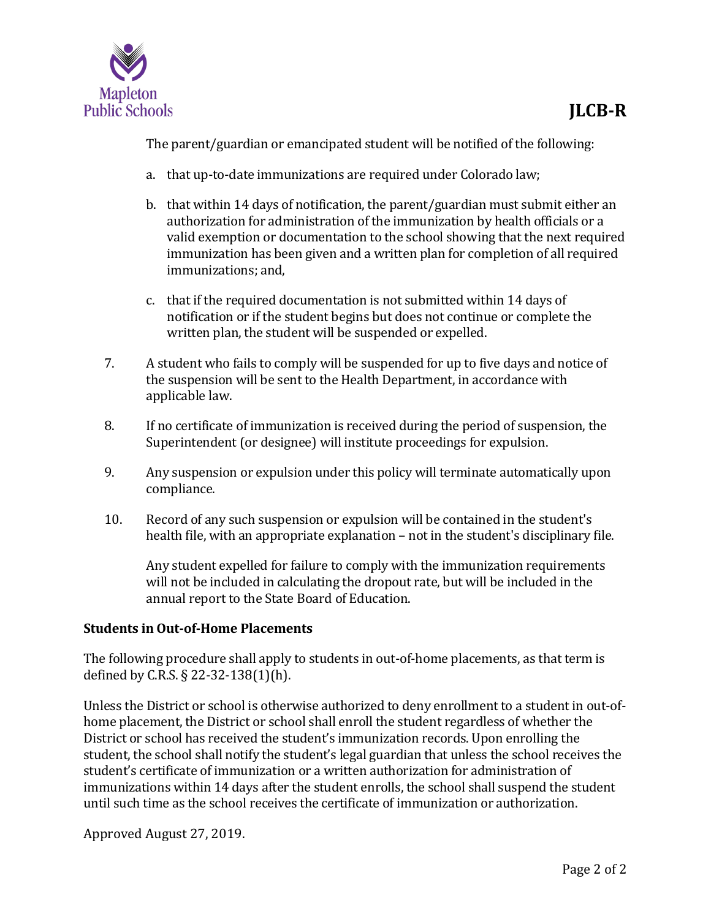The parent/guardian or emancipated student will be notified of the following:

a. that up-to-date immunizations are required under Colorado law;

b. that within 14 days of notification, the parent/guardian must submit either an authorization for administration of the immunization by health officials or a valid exemption or documentation to the school showing that the next required immunization has been given and a written plan for completion of all required immunizations; and,

c. that if the required documentation is not submitted within 14 days of notification or if the student begins but does not continue or complete the written plan, the student will be suspended or expelled.

7. A student who fails to comply will be suspended for up to five days and notice of the suspension will be sent to the Health Department, in accordance with applicable law.

8. If no certificate of immunization is received during the period of suspension, the Superintendent (or designee) will institute proceedings for expulsion.

9. Any suspension or expulsion under this policy will terminate automatically upon compliance.

10. Record of any such suspension or expulsion will be contained in the student's health file, with an appropriate explanation – not in the student's disciplinary file.

    Any student expelled for failure to comply with the immunization requirements will not be included in calculating the dropout rate, but will be included in the annual report to the State Board of Education.

**Students in Out-of-Home Placements**

The following procedure shall apply to students in out-of-home placements, as that term is defined by C.R.S. § 22-32-138(1)(h).

Unless the District or school is otherwise authorized to deny enrollment to a student in out-of-home placement, the District or school shall enroll the student regardless of whether the District or school has received the student's immunization records. Upon enrolling the student, the school shall notify the student's legal guardian that unless the school receives the student's certificate of immunization or a written authorization for administration of immunizations within 14 days after the student enrolls, the school shall suspend the student until such time as the school receives the certificate of immunization or authorization.

Approved August 27, 2019.